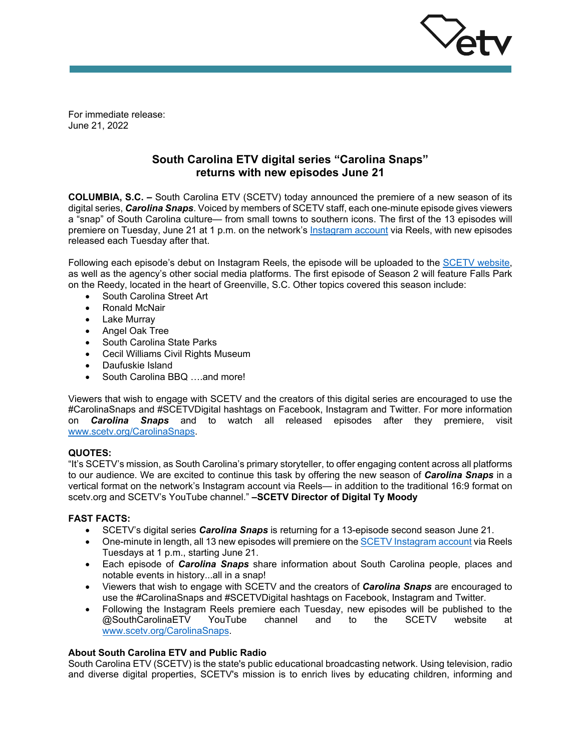For immediate release:
June 21, 2022

# South Carolina ETV digital series “Carolina Snaps” returns with new episodes June 21

**COLUMBIA, S.C. –** South Carolina ETV (SCETV) today announced the premiere of a new season of its digital series, ***Carolina Snaps***. Voiced by members of SCETV staff, each one-minute episode gives viewers a “snap” of South Carolina culture— from small towns to southern icons. The first of the 13 episodes will premiere on Tuesday, June 21 at 1 p.m. on the network’s Instagram account via Reels, with new episodes released each Tuesday after that.

Following each episode’s debut on Instagram Reels, the episode will be uploaded to the SCETV website, as well as the agency’s other social media platforms. The first episode of Season 2 will feature Falls Park on the Reedy, located in the heart of Greenville, S.C. Other topics covered this season include:

- South Carolina Street Art
- Ronald McNair
- Lake Murray
- Angel Oak Tree
- South Carolina State Parks
- Cecil Williams Civil Rights Museum
- Daufuskie Island
- South Carolina BBQ ….and more!

Viewers that wish to engage with SCETV and the creators of this digital series are encouraged to use the #CarolinaSnaps and #SCETVDigital hashtags on Facebook, Instagram and Twitter. For more information on ***Carolina Snaps*** and to watch all released episodes after they premiere, visit www.scetv.org/CarolinaSnaps.

**QUOTES:**

“It’s SCETV’s mission, as South Carolina’s primary storyteller, to offer engaging content across all platforms to our audience. We are excited to continue this task by offering the new season of ***Carolina Snaps*** in a vertical format on the network’s Instagram account via Reels— in addition to the traditional 16:9 format on scetv.org and SCETV’s YouTube channel.” **–SCETV Director of Digital Ty Moody**

**FAST FACTS:**

- SCETV’s digital series ***Carolina Snaps*** is returning for a 13-episode second season June 21.
- One-minute in length, all 13 new episodes will premiere on the SCETV Instagram account via Reels Tuesdays at 1 p.m., starting June 21.
- Each episode of ***Carolina Snaps*** share information about South Carolina people, places and notable events in history...all in a snap!
- Viewers that wish to engage with SCETV and the creators of ***Carolina Snaps*** are encouraged to use the #CarolinaSnaps and #SCETVDigital hashtags on Facebook, Instagram and Twitter.
- Following the Instagram Reels premiere each Tuesday, new episodes will be published to the @SouthCarolinaETV YouTube channel and to the SCETV website at www.scetv.org/CarolinaSnaps.

**About South Carolina ETV and Public Radio**

South Carolina ETV (SCETV) is the state's public educational broadcasting network. Using television, radio and diverse digital properties, SCETV's mission is to enrich lives by educating children, informing and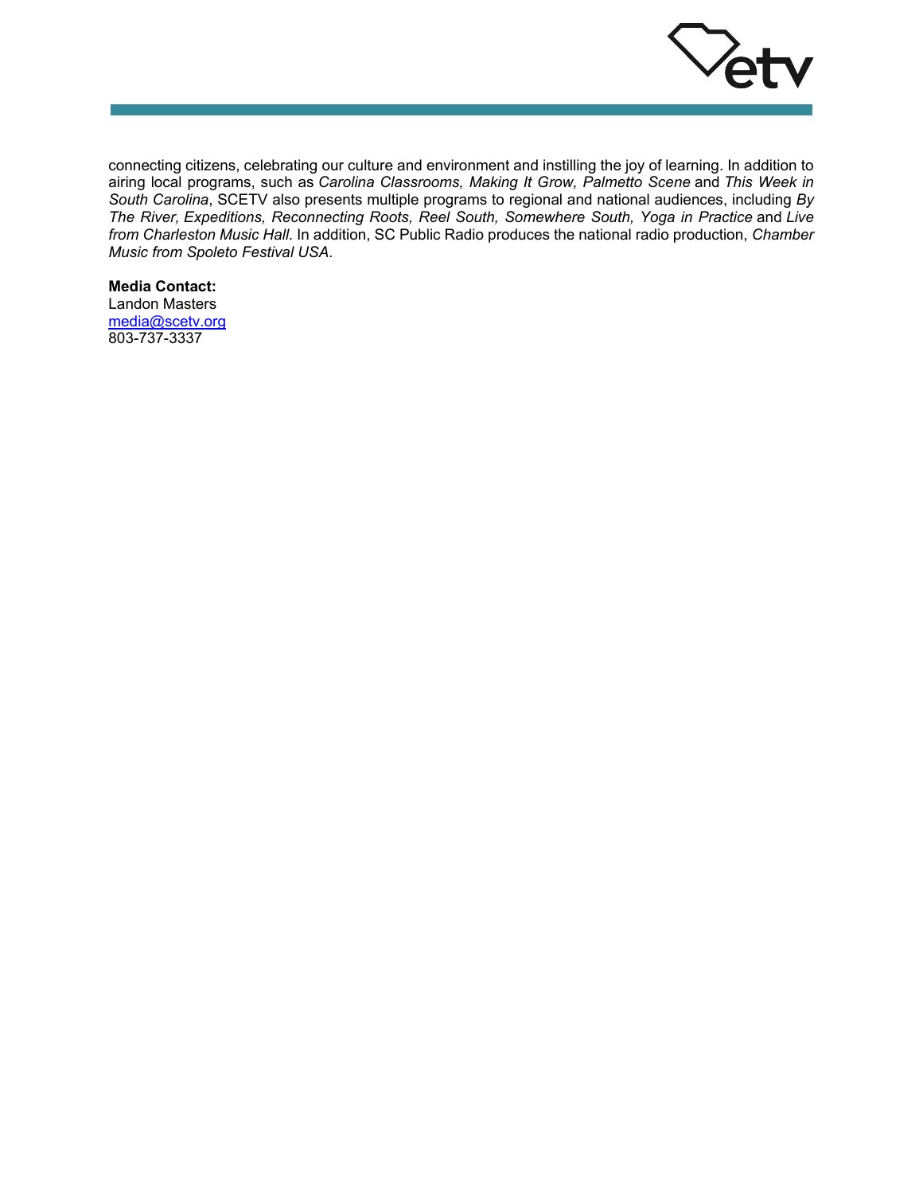connecting citizens, celebrating our culture and environment and instilling the joy of learning. In addition to airing local programs, such as *Carolina Classrooms, Making It Grow, Palmetto Scene* and *This Week in South Carolina*, SCETV also presents multiple programs to regional and national audiences, including *By The River, Expeditions, Reconnecting Roots, Reel South, Somewhere South, Yoga in Practice* and *Live from Charleston Music Hall*. In addition, SC Public Radio produces the national radio production, *Chamber Music from Spoleto Festival USA*.

**Media Contact:**
Landon Masters
media@scetv.org
803-737-3337